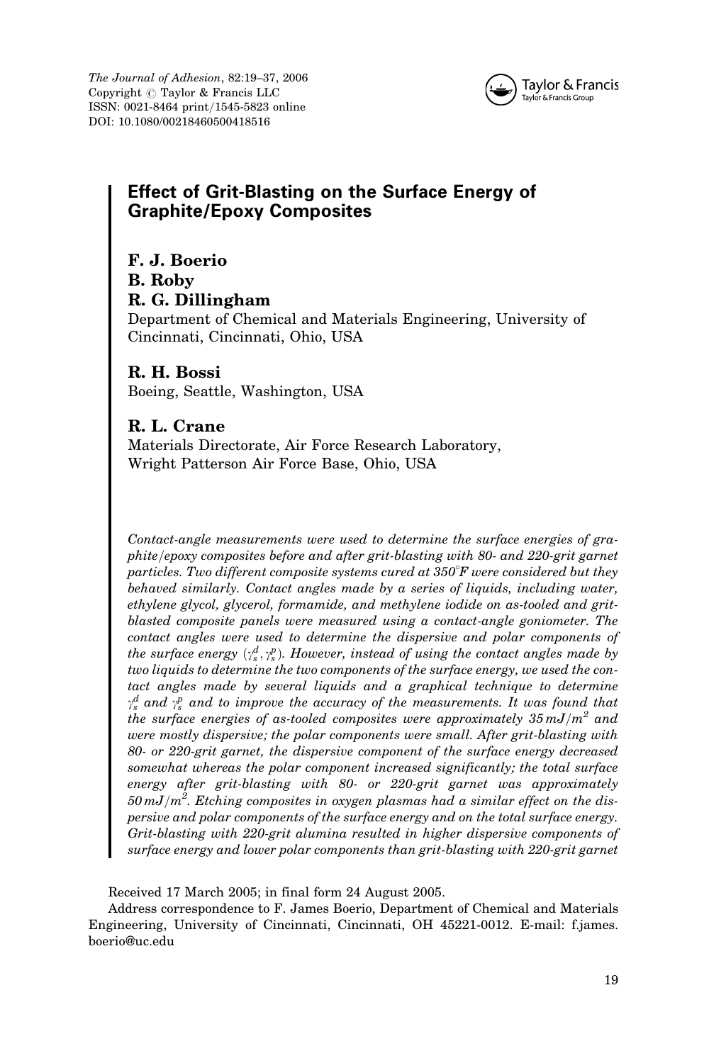*The Journal of Adhesion*, 82:19–37, 2006
Copyright © Taylor & Francis LLC
ISSN: 0021-8464 print/1545-5823 online
DOI: 10.1080/00218460500418516

# Effect of Grit-Blasting on the Surface Energy of Graphite/Epoxy Composites

**F. J. Boerio**
**B. Roby**
**R. G. Dillingham**
Department of Chemical and Materials Engineering, University of Cincinnati, Cincinnati, Ohio, USA

**R. H. Bossi**
Boeing, Seattle, Washington, USA

**R. L. Crane**
Materials Directorate, Air Force Research Laboratory, Wright Patterson Air Force Base, Ohio, USA

*Contact-angle measurements were used to determine the surface energies of graphite/epoxy composites before and after grit-blasting with 80- and 220-grit garnet particles. Two different composite systems cured at 350°F were considered but they behaved similarly. Contact angles made by a series of liquids, including water, ethylene glycol, glycerol, formamide, and methylene iodide on as-tooled and grit-blasted composite panels were measured using a contact-angle goniometer. The contact angles were used to determine the dispersive and polar components of the surface energy ($\gamma_s^d, \gamma_s^p$). However, instead of using the contact angles made by two liquids to determine the two components of the surface energy, we used the contact angles made by several liquids and a graphical technique to determine $\gamma_s^d$ and $\gamma_s^p$ and to improve the accuracy of the measurements. It was found that the surface energies of as-tooled composites were approximately $35\,mJ/m^2$ and were mostly dispersive; the polar components were small. After grit-blasting with 80- or 220-grit garnet, the dispersive component of the surface energy decreased somewhat whereas the polar component increased significantly; the total surface energy after grit-blasting with 80- or 220-grit garnet was approximately $50\,mJ/m^2$. Etching composites in oxygen plasmas had a similar effect on the dispersive and polar components of the surface energy and on the total surface energy. Grit-blasting with 220-grit alumina resulted in higher dispersive components of surface energy and lower polar components than grit-blasting with 220-grit garnet*

Received 17 March 2005; in final form 24 August 2005.

Address correspondence to F. James Boerio, Department of Chemical and Materials Engineering, University of Cincinnati, Cincinnati, OH 45221-0012. E-mail: f.james.boerio@uc.edu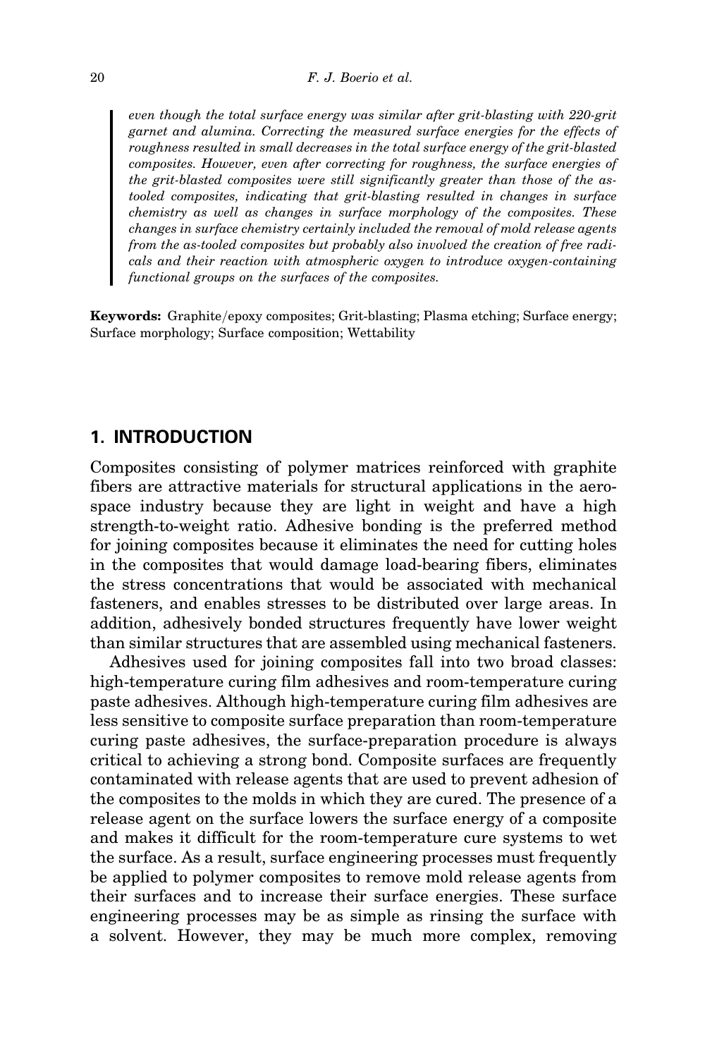*even though the total surface energy was similar after grit-blasting with 220-grit garnet and alumina. Correcting the measured surface energies for the effects of roughness resulted in small decreases in the total surface energy of the grit-blasted composites. However, even after correcting for roughness, the surface energies of the grit-blasted composites were still significantly greater than those of the as-tooled composites, indicating that grit-blasting resulted in changes in surface chemistry as well as changes in surface morphology of the composites. These changes in surface chemistry certainly included the removal of mold release agents from the as-tooled composites but probably also involved the creation of free radicals and their reaction with atmospheric oxygen to introduce oxygen-containing functional groups on the surfaces of the composites.*

**Keywords:** Graphite/epoxy composites; Grit-blasting; Plasma etching; Surface energy; Surface morphology; Surface composition; Wettability

## 1. INTRODUCTION

Composites consisting of polymer matrices reinforced with graphite fibers are attractive materials for structural applications in the aerospace industry because they are light in weight and have a high strength-to-weight ratio. Adhesive bonding is the preferred method for joining composites because it eliminates the need for cutting holes in the composites that would damage load-bearing fibers, eliminates the stress concentrations that would be associated with mechanical fasteners, and enables stresses to be distributed over large areas. In addition, adhesively bonded structures frequently have lower weight than similar structures that are assembled using mechanical fasteners.

Adhesives used for joining composites fall into two broad classes: high-temperature curing film adhesives and room-temperature curing paste adhesives. Although high-temperature curing film adhesives are less sensitive to composite surface preparation than room-temperature curing paste adhesives, the surface-preparation procedure is always critical to achieving a strong bond. Composite surfaces are frequently contaminated with release agents that are used to prevent adhesion of the composites to the molds in which they are cured. The presence of a release agent on the surface lowers the surface energy of a composite and makes it difficult for the room-temperature cure systems to wet the surface. As a result, surface engineering processes must frequently be applied to polymer composites to remove mold release agents from their surfaces and to increase their surface energies. These surface engineering processes may be as simple as rinsing the surface with a solvent. However, they may be much more complex, removing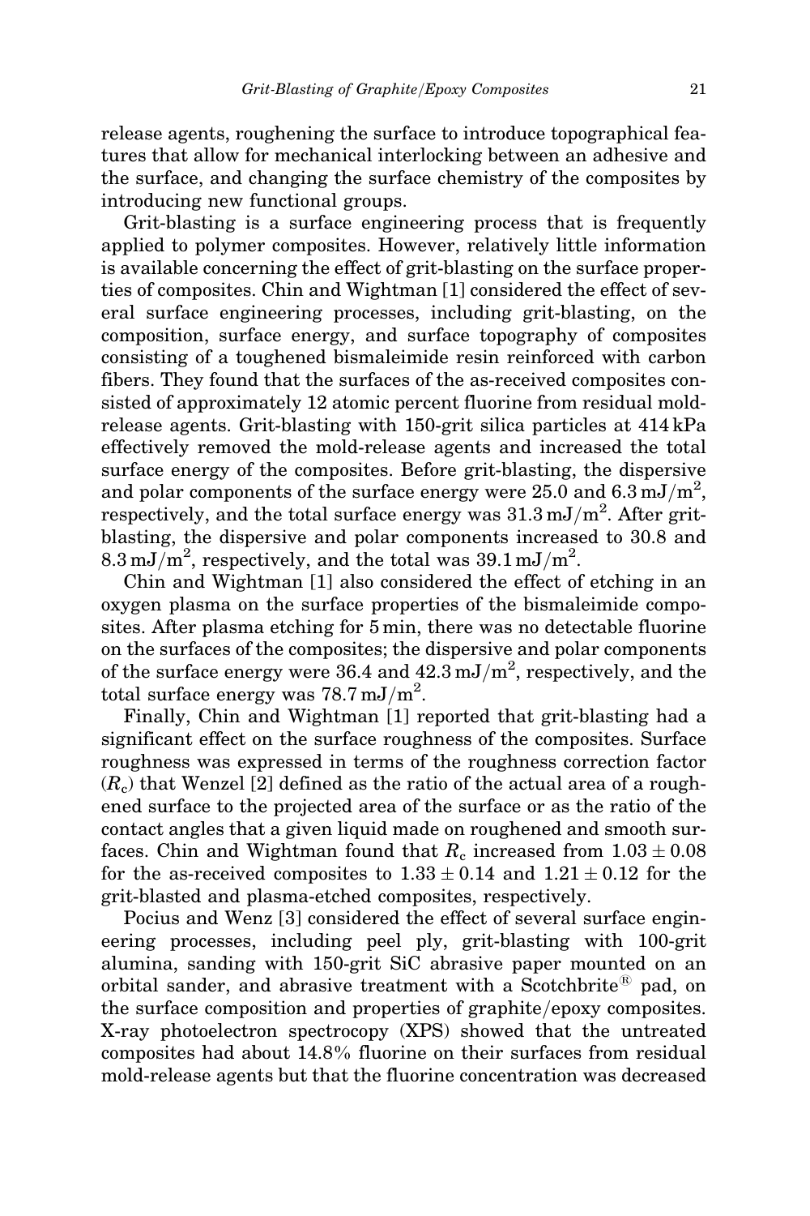release agents, roughening the surface to introduce topographical features that allow for mechanical interlocking between an adhesive and the surface, and changing the surface chemistry of the composites by introducing new functional groups.

Grit-blasting is a surface engineering process that is frequently applied to polymer composites. However, relatively little information is available concerning the effect of grit-blasting on the surface properties of composites. Chin and Wightman [1] considered the effect of several surface engineering processes, including grit-blasting, on the composition, surface energy, and surface topography of composites consisting of a toughened bismaleimide resin reinforced with carbon fibers. They found that the surfaces of the as-received composites consisted of approximately 12 atomic percent fluorine from residual mold-release agents. Grit-blasting with 150-grit silica particles at 414 kPa effectively removed the mold-release agents and increased the total surface energy of the composites. Before grit-blasting, the dispersive and polar components of the surface energy were 25.0 and 6.3 $mJ/m^2$, respectively, and the total surface energy was 31.3 $mJ/m^2$. After grit-blasting, the dispersive and polar components increased to 30.8 and 8.3 $mJ/m^2$, respectively, and the total was 39.1 $mJ/m^2$.

Chin and Wightman [1] also considered the effect of etching in an oxygen plasma on the surface properties of the bismaleimide composites. After plasma etching for 5 min, there was no detectable fluorine on the surfaces of the composites; the dispersive and polar components of the surface energy were 36.4 and 42.3 $mJ/m^2$, respectively, and the total surface energy was 78.7 $mJ/m^2$.

Finally, Chin and Wightman [1] reported that grit-blasting had a significant effect on the surface roughness of the composites. Surface roughness was expressed in terms of the roughness correction factor ($R_c$) that Wenzel [2] defined as the ratio of the actual area of a roughened surface to the projected area of the surface or as the ratio of the contact angles that a given liquid made on roughened and smooth surfaces. Chin and Wightman found that $R_c$ increased from $1.03 \pm 0.08$ for the as-received composites to $1.33 \pm 0.14$ and $1.21 \pm 0.12$ for the grit-blasted and plasma-etched composites, respectively.

Pocius and Wenz [3] considered the effect of several surface engineering processes, including peel ply, grit-blasting with 100-grit alumina, sanding with 150-grit SiC abrasive paper mounted on an orbital sander, and abrasive treatment with a Scotchbrite® pad, on the surface composition and properties of graphite/epoxy composites. X-ray photoelectron spectrocopy (XPS) showed that the untreated composites had about 14.8% fluorine on their surfaces from residual mold-release agents but that the fluorine concentration was decreased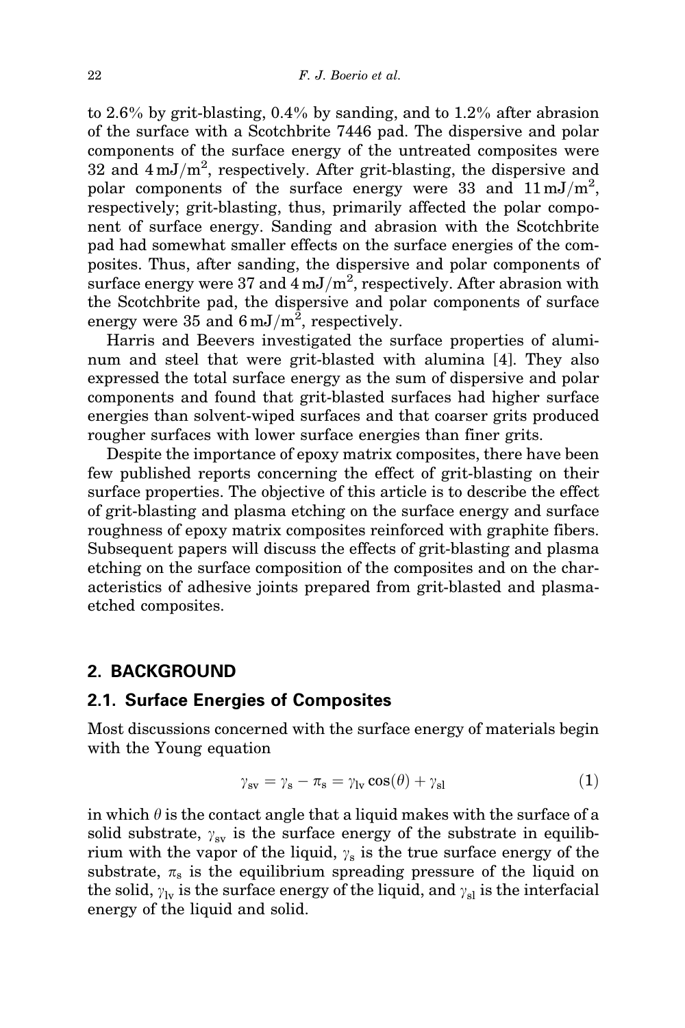to 2.6% by grit-blasting, 0.4% by sanding, and to 1.2% after abrasion of the surface with a Scotchbrite 7446 pad. The dispersive and polar components of the surface energy of the untreated composites were 32 and 4 mJ/m$^2$, respectively. After grit-blasting, the dispersive and polar components of the surface energy were 33 and 11 mJ/m$^2$, respectively; grit-blasting, thus, primarily affected the polar component of surface energy. Sanding and abrasion with the Scotchbrite pad had somewhat smaller effects on the surface energies of the composites. Thus, after sanding, the dispersive and polar components of surface energy were 37 and 4 mJ/m$^2$, respectively. After abrasion with the Scotchbrite pad, the dispersive and polar components of surface energy were 35 and 6 mJ/m$^2$, respectively.

Harris and Beevers investigated the surface properties of aluminum and steel that were grit-blasted with alumina [4]. They also expressed the total surface energy as the sum of dispersive and polar components and found that grit-blasted surfaces had higher surface energies than solvent-wiped surfaces and that coarser grits produced rougher surfaces with lower surface energies than finer grits.

Despite the importance of epoxy matrix composites, there have been few published reports concerning the effect of grit-blasting on their surface properties. The objective of this article is to describe the effect of grit-blasting and plasma etching on the surface energy and surface roughness of epoxy matrix composites reinforced with graphite fibers. Subsequent papers will discuss the effects of grit-blasting and plasma etching on the surface composition of the composites and on the characteristics of adhesive joints prepared from grit-blasted and plasma-etched composites.

## 2. BACKGROUND

### 2.1. Surface Energies of Composites

Most discussions concerned with the surface energy of materials begin with the Young equation

$$\gamma_{sv} = \gamma_s - \pi_s = \gamma_{lv}\cos(\theta) + \gamma_{sl} \tag{1}$$

in which $\theta$ is the contact angle that a liquid makes with the surface of a solid substrate, $\gamma_{sv}$ is the surface energy of the substrate in equilibrium with the vapor of the liquid, $\gamma_s$ is the true surface energy of the substrate, $\pi_s$ is the equilibrium spreading pressure of the liquid on the solid, $\gamma_{lv}$ is the surface energy of the liquid, and $\gamma_{sl}$ is the interfacial energy of the liquid and solid.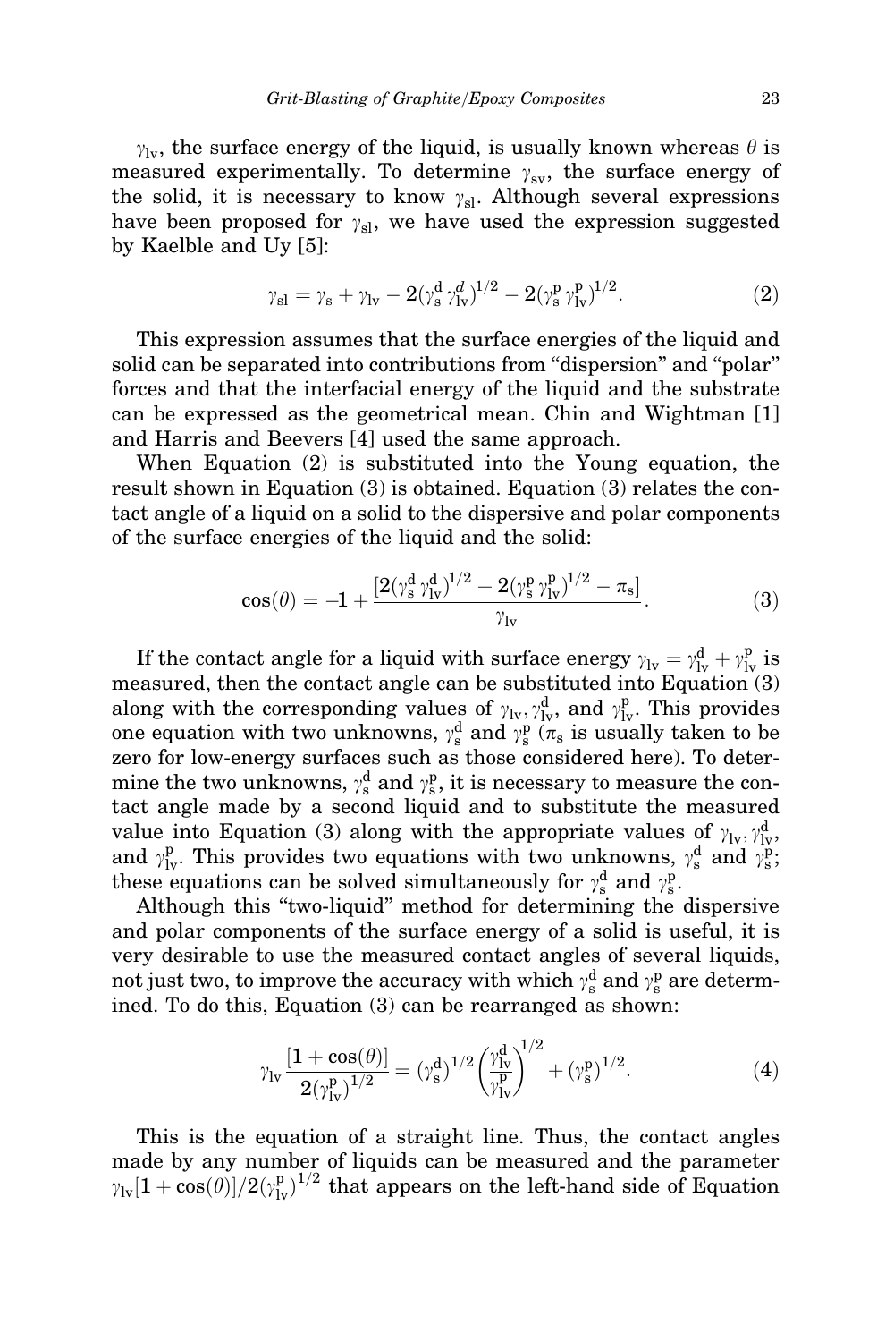$\gamma_{lv}$, the surface energy of the liquid, is usually known whereas $\theta$ is measured experimentally. To determine $\gamma_{sv}$, the surface energy of the solid, it is necessary to know $\gamma_{sl}$. Although several expressions have been proposed for $\gamma_{sl}$, we have used the expression suggested by Kaelble and Uy [5]:

$$\gamma_{sl} = \gamma_s + \gamma_{lv} - 2(\gamma_s^d \gamma_{lv}^d)^{1/2} - 2(\gamma_s^p \gamma_{lv}^p)^{1/2}. \tag{2}$$

This expression assumes that the surface energies of the liquid and solid can be separated into contributions from "dispersion" and "polar" forces and that the interfacial energy of the liquid and the substrate can be expressed as the geometrical mean. Chin and Wightman [1] and Harris and Beevers [4] used the same approach.

When Equation (2) is substituted into the Young equation, the result shown in Equation (3) is obtained. Equation (3) relates the contact angle of a liquid on a solid to the dispersive and polar components of the surface energies of the liquid and the solid:

$$\cos(\theta) = -1 + \frac{[2(\gamma_s^d \gamma_{lv}^d)^{1/2} + 2(\gamma_s^p \gamma_{lv}^p)^{1/2} - \pi_s]}{\gamma_{lv}}. \tag{3}$$

If the contact angle for a liquid with surface energy $\gamma_{lv} = \gamma_{lv}^d + \gamma_{lv}^p$ is measured, then the contact angle can be substituted into Equation (3) along with the corresponding values of $\gamma_{lv}, \gamma_{lv}^d$, and $\gamma_{lv}^p$. This provides one equation with two unknowns, $\gamma_s^d$ and $\gamma_s^p$ ($\pi_s$ is usually taken to be zero for low-energy surfaces such as those considered here). To determine the two unknowns, $\gamma_s^d$ and $\gamma_s^p$, it is necessary to measure the contact angle made by a second liquid and to substitute the measured value into Equation (3) along with the appropriate values of $\gamma_{lv}, \gamma_{lv}^d$, and $\gamma_{lv}^p$. This provides two equations with two unknowns, $\gamma_s^d$ and $\gamma_s^p$; these equations can be solved simultaneously for $\gamma_s^d$ and $\gamma_s^p$.

Although this "two-liquid" method for determining the dispersive and polar components of the surface energy of a solid is useful, it is very desirable to use the measured contact angles of several liquids, not just two, to improve the accuracy with which $\gamma_s^d$ and $\gamma_s^p$ are determined. To do this, Equation (3) can be rearranged as shown:

$$\gamma_{lv}\frac{[1+\cos(\theta)]}{2(\gamma_{lv}^p)^{1/2}} = (\gamma_s^d)^{1/2}\left(\frac{\gamma_{lv}^d}{\gamma_{lv}^p}\right)^{1/2} + (\gamma_s^p)^{1/2}. \tag{4}$$

This is the equation of a straight line. Thus, the contact angles made by any number of liquids can be measured and the parameter $\gamma_{lv}[1+\cos(\theta)]/2(\gamma_{lv}^p)^{1/2}$ that appears on the left-hand side of Equation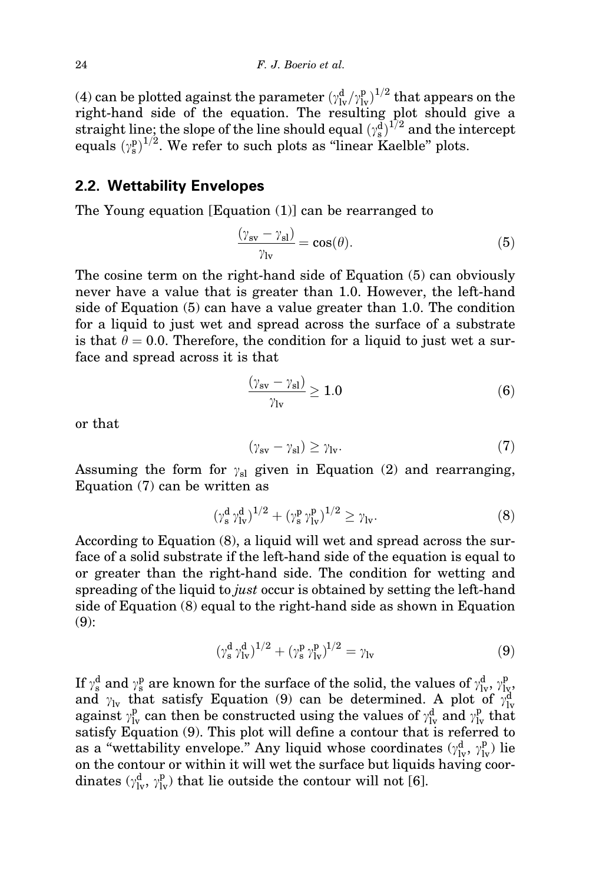(4) can be plotted against the parameter $(\gamma_{lv}^{d}/\gamma_{lv}^{p})^{1/2}$ that appears on the right-hand side of the equation. The resulting plot should give a straight line; the slope of the line should equal $(\gamma_{s}^{d})^{1/2}$ and the intercept equals $(\gamma_{s}^{p})^{1/2}$. We refer to such plots as "linear Kaelble" plots.

## 2.2. Wettability Envelopes

The Young equation [Equation (1)] can be rearranged to

$$\frac{(\gamma_{sv} - \gamma_{sl})}{\gamma_{lv}} = \cos(\theta). \tag{5}$$

The cosine term on the right-hand side of Equation (5) can obviously never have a value that is greater than 1.0. However, the left-hand side of Equation (5) can have a value greater than 1.0. The condition for a liquid to just wet and spread across the surface of a substrate is that $\theta = 0.0$. Therefore, the condition for a liquid to just wet a surface and spread across it is that

$$\frac{(\gamma_{sv} - \gamma_{sl})}{\gamma_{lv}} \geq 1.0 \tag{6}$$

or that

$$(\gamma_{sv} - \gamma_{sl}) \geq \gamma_{lv}. \tag{7}$$

Assuming the form for $\gamma_{sl}$ given in Equation (2) and rearranging, Equation (7) can be written as

$$(\gamma_{s}^{d}\,\gamma_{lv}^{d})^{1/2} + (\gamma_{s}^{p}\,\gamma_{lv}^{p})^{1/2} \geq \gamma_{lv}. \tag{8}$$

According to Equation (8), a liquid will wet and spread across the surface of a solid substrate if the left-hand side of the equation is equal to or greater than the right-hand side. The condition for wetting and spreading of the liquid to *just* occur is obtained by setting the left-hand side of Equation (8) equal to the right-hand side as shown in Equation (9):

$$(\gamma_{s}^{d}\,\gamma_{lv}^{d})^{1/2} + (\gamma_{s}^{p}\,\gamma_{lv}^{p})^{1/2} = \gamma_{lv} \tag{9}$$

If $\gamma_{s}^{d}$ and $\gamma_{s}^{p}$ are known for the surface of the solid, the values of $\gamma_{lv}^{d}$, $\gamma_{lv}^{p}$, and $\gamma_{lv}$ that satisfy Equation (9) can be determined. A plot of $\gamma_{lv}^{d}$ against $\gamma_{lv}^{p}$ can then be constructed using the values of $\gamma_{lv}^{d}$ and $\gamma_{lv}^{p}$ that satisfy Equation (9). This plot will define a contour that is referred to as a "wettability envelope." Any liquid whose coordinates $(\gamma_{lv}^{d}, \gamma_{lv}^{p})$ lie on the contour or within it will wet the surface but liquids having coordinates $(\gamma_{lv}^{d}, \gamma_{lv}^{p})$ that lie outside the contour will not [6].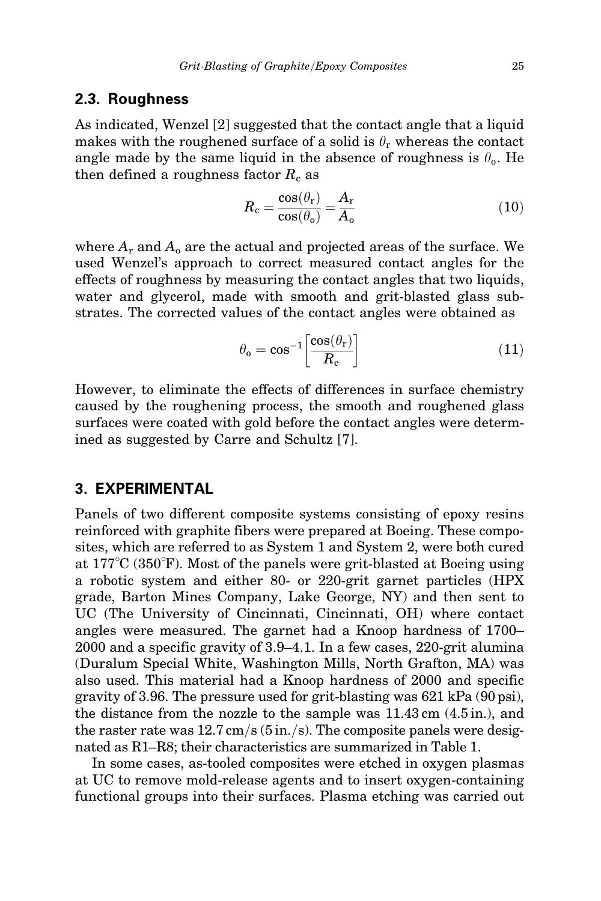## 2.3. Roughness

As indicated, Wenzel [2] suggested that the contact angle that a liquid makes with the roughened surface of a solid is $\theta_r$ whereas the contact angle made by the same liquid in the absence of roughness is $\theta_o$. He then defined a roughness factor $R_c$ as

$$R_c = \frac{\cos(\theta_r)}{\cos(\theta_o)} = \frac{A_r}{A_o} \tag{10}$$

where $A_r$ and $A_o$ are the actual and projected areas of the surface. We used Wenzel's approach to correct measured contact angles for the effects of roughness by measuring the contact angles that two liquids, water and glycerol, made with smooth and grit-blasted glass substrates. The corrected values of the contact angles were obtained as

$$\theta_o = \cos^{-1}\left[\frac{\cos(\theta_r)}{R_c}\right] \tag{11}$$

However, to eliminate the effects of differences in surface chemistry caused by the roughening process, the smooth and roughened glass surfaces were coated with gold before the contact angles were determined as suggested by Carre and Schultz [7].

# 3. EXPERIMENTAL

Panels of two different composite systems consisting of epoxy resins reinforced with graphite fibers were prepared at Boeing. These composites, which are referred to as System 1 and System 2, were both cured at 177°C (350°F). Most of the panels were grit-blasted at Boeing using a robotic system and either 80- or 220-grit garnet particles (HPX grade, Barton Mines Company, Lake George, NY) and then sent to UC (The University of Cincinnati, Cincinnati, OH) where contact angles were measured. The garnet had a Knoop hardness of 1700–2000 and a specific gravity of 3.9–4.1. In a few cases, 220-grit alumina (Duralum Special White, Washington Mills, North Grafton, MA) was also used. This material had a Knoop hardness of 2000 and specific gravity of 3.96. The pressure used for grit-blasting was 621 kPa (90 psi), the distance from the nozzle to the sample was 11.43 cm (4.5 in.), and the raster rate was 12.7 cm/s (5 in./s). The composite panels were designated as R1–R8; their characteristics are summarized in Table 1.

In some cases, as-tooled composites were etched in oxygen plasmas at UC to remove mold-release agents and to insert oxygen-containing functional groups into their surfaces. Plasma etching was carried out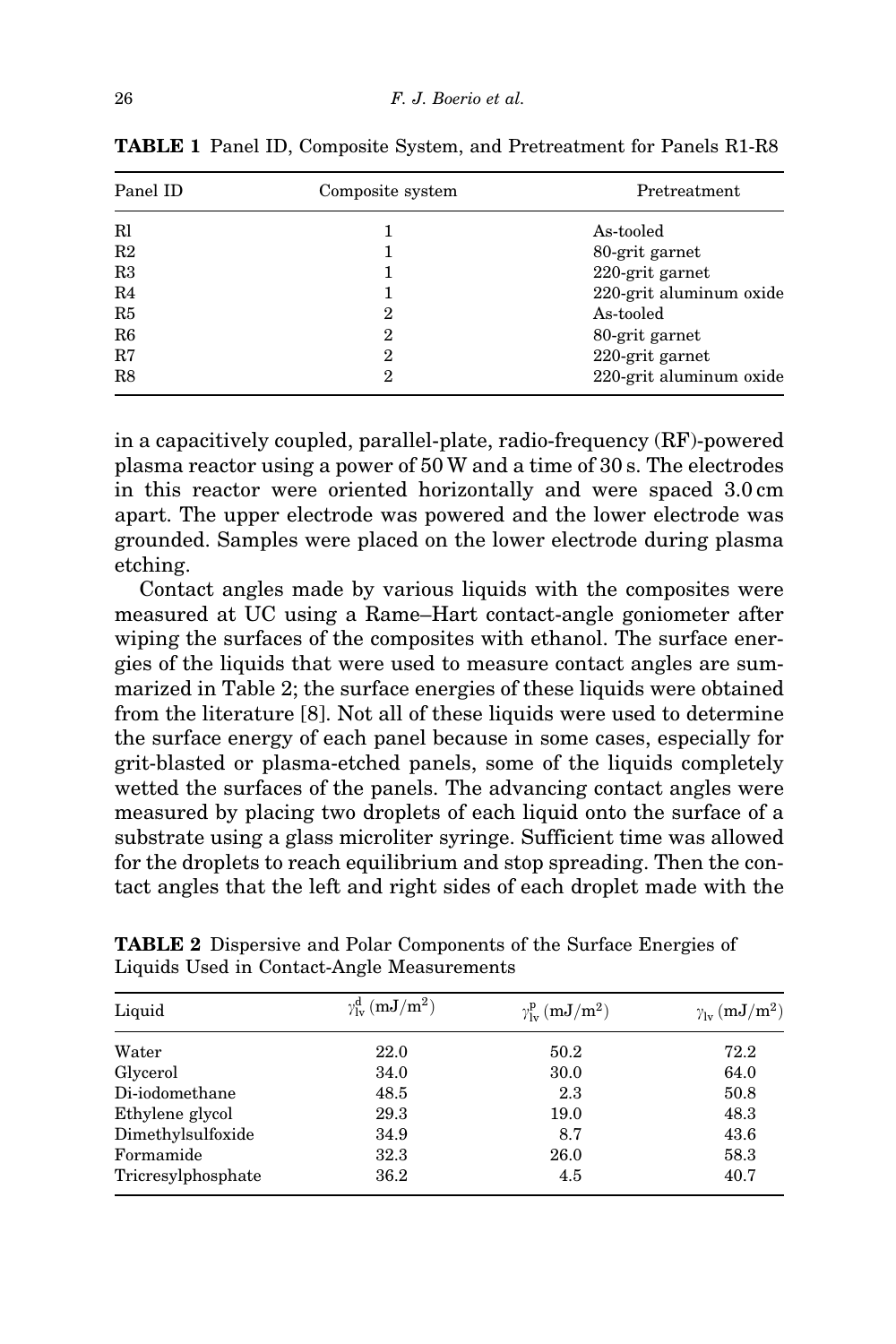**TABLE 1** Panel ID, Composite System, and Pretreatment for Panels R1-R8

| Panel ID | Composite system | Pretreatment |
|---|---|---|
| Rl | 1 | As-tooled |
| R2 | 1 | 80-grit garnet |
| R3 | 1 | 220-grit garnet |
| R4 | 1 | 220-grit aluminum oxide |
| R5 | 2 | As-tooled |
| R6 | 2 | 80-grit garnet |
| R7 | 2 | 220-grit garnet |
| R8 | 2 | 220-grit aluminum oxide |

in a capacitively coupled, parallel-plate, radio-frequency (RF)-powered plasma reactor using a power of 50 W and a time of 30 s. The electrodes in this reactor were oriented horizontally and were spaced 3.0 cm apart. The upper electrode was powered and the lower electrode was grounded. Samples were placed on the lower electrode during plasma etching.

Contact angles made by various liquids with the composites were measured at UC using a Rame–Hart contact-angle goniometer after wiping the surfaces of the composites with ethanol. The surface energies of the liquids that were used to measure contact angles are summarized in Table 2; the surface energies of these liquids were obtained from the literature [8]. Not all of these liquids were used to determine the surface energy of each panel because in some cases, especially for grit-blasted or plasma-etched panels, some of the liquids completely wetted the surfaces of the panels. The advancing contact angles were measured by placing two droplets of each liquid onto the surface of a substrate using a glass microliter syringe. Sufficient time was allowed for the droplets to reach equilibrium and stop spreading. Then the contact angles that the left and right sides of each droplet made with the

**TABLE 2** Dispersive and Polar Components of the Surface Energies of Liquids Used in Contact-Angle Measurements

| Liquid | $\gamma_{lv}^{d}$ (mJ/m$^2$) | $\gamma_{lv}^{p}$ (mJ/m$^2$) | $\gamma_{lv}$ (mJ/m$^2$) |
|---|---|---|---|
| Water | 22.0 | 50.2 | 72.2 |
| Glycerol | 34.0 | 30.0 | 64.0 |
| Di-iodomethane | 48.5 | 2.3 | 50.8 |
| Ethylene glycol | 29.3 | 19.0 | 48.3 |
| Dimethylsulfoxide | 34.9 | 8.7 | 43.6 |
| Formamide | 32.3 | 26.0 | 58.3 |
| Tricresylphosphate | 36.2 | 4.5 | 40.7 |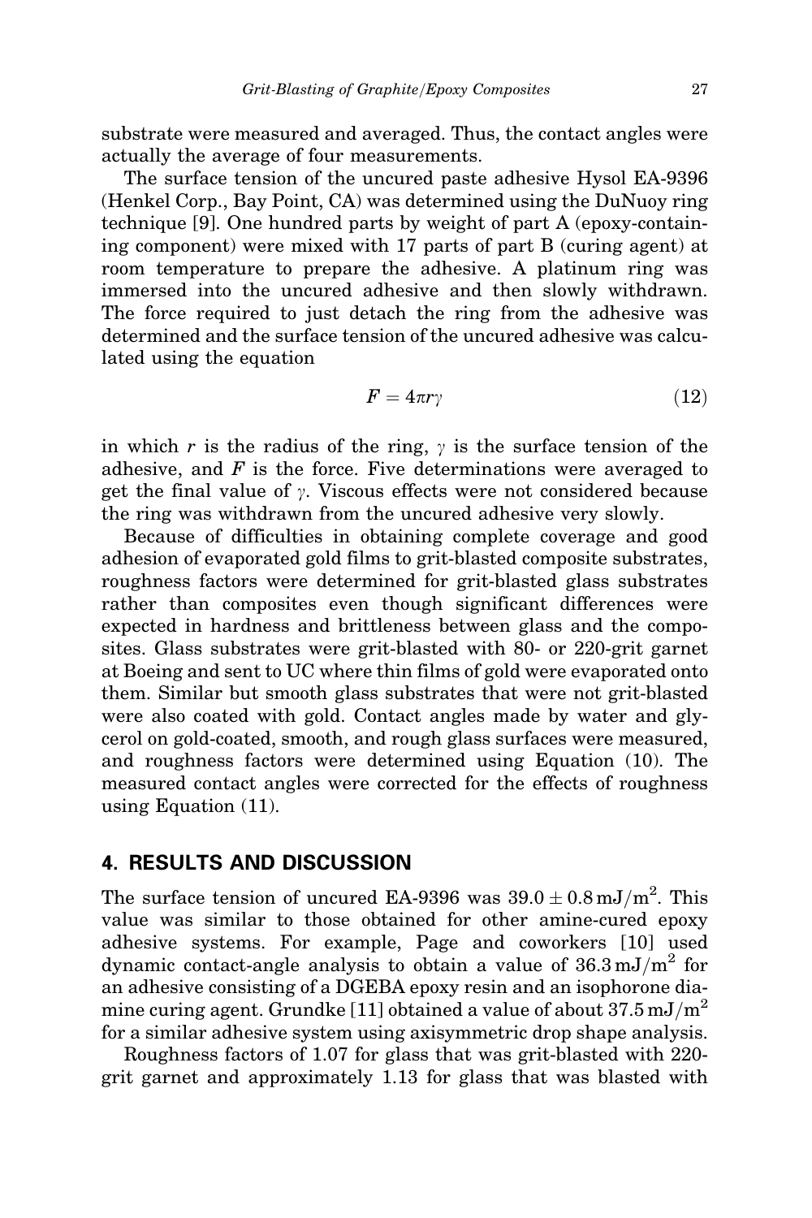substrate were measured and averaged. Thus, the contact angles were actually the average of four measurements.

The surface tension of the uncured paste adhesive Hysol EA-9396 (Henkel Corp., Bay Point, CA) was determined using the DuNuoy ring technique [9]. One hundred parts by weight of part A (epoxy-containing component) were mixed with 17 parts of part B (curing agent) at room temperature to prepare the adhesive. A platinum ring was immersed into the uncured adhesive and then slowly withdrawn. The force required to just detach the ring from the adhesive was determined and the surface tension of the uncured adhesive was calculated using the equation

$$F = 4\pi r\gamma \tag{12}$$

in which $r$ is the radius of the ring, $\gamma$ is the surface tension of the adhesive, and $F$ is the force. Five determinations were averaged to get the final value of $\gamma$. Viscous effects were not considered because the ring was withdrawn from the uncured adhesive very slowly.

Because of difficulties in obtaining complete coverage and good adhesion of evaporated gold films to grit-blasted composite substrates, roughness factors were determined for grit-blasted glass substrates rather than composites even though significant differences were expected in hardness and brittleness between glass and the composites. Glass substrates were grit-blasted with 80- or 220-grit garnet at Boeing and sent to UC where thin films of gold were evaporated onto them. Similar but smooth glass substrates that were not grit-blasted were also coated with gold. Contact angles made by water and glycerol on gold-coated, smooth, and rough glass surfaces were measured, and roughness factors were determined using Equation (10). The measured contact angles were corrected for the effects of roughness using Equation (11).

## 4. RESULTS AND DISCUSSION

The surface tension of uncured EA-9396 was $39.0 \pm 0.8\,\text{mJ/m}^2$. This value was similar to those obtained for other amine-cured epoxy adhesive systems. For example, Page and coworkers [10] used dynamic contact-angle analysis to obtain a value of $36.3\,\text{mJ/m}^2$ for an adhesive consisting of a DGEBA epoxy resin and an isophorone diamine curing agent. Grundke [11] obtained a value of about $37.5\,\text{mJ/m}^2$ for a similar adhesive system using axisymmetric drop shape analysis.

Roughness factors of 1.07 for glass that was grit-blasted with 220-grit garnet and approximately 1.13 for glass that was blasted with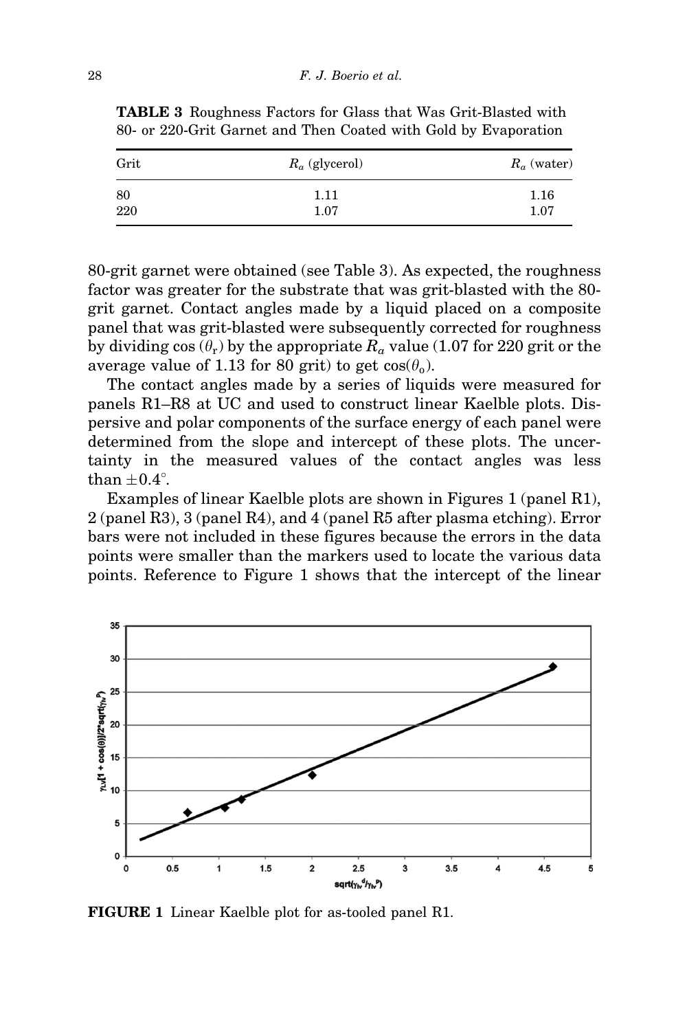**TABLE 3** Roughness Factors for Glass that Was Grit-Blasted with 80- or 220-Grit Garnet and Then Coated with Gold by Evaporation

| Grit | $R_a$ (glycerol) | $R_a$ (water) |
|---|---|---|
| 80 | 1.11 | 1.16 |
| 220 | 1.07 | 1.07 |

80-grit garnet were obtained (see Table 3). As expected, the roughness factor was greater for the substrate that was grit-blasted with the 80-grit garnet. Contact angles made by a liquid placed on a composite panel that was grit-blasted were subsequently corrected for roughness by dividing $\cos(\theta_r)$ by the appropriate $R_a$ value (1.07 for 220 grit or the average value of 1.13 for 80 grit) to get $\cos(\theta_0)$.

The contact angles made by a series of liquids were measured for panels R1–R8 at UC and used to construct linear Kaelble plots. Dispersive and polar components of the surface energy of each panel were determined from the slope and intercept of these plots. The uncertainty in the measured values of the contact angles was less than $\pm 0.4°$.

Examples of linear Kaelble plots are shown in Figures 1 (panel R1), 2 (panel R3), 3 (panel R4), and 4 (panel R5 after plasma etching). Error bars were not included in these figures because the errors in the data points were smaller than the markers used to locate the various data points. Reference to Figure 1 shows that the intercept of the linear

**FIGURE 1** Linear Kaelble plot for as-tooled panel R1.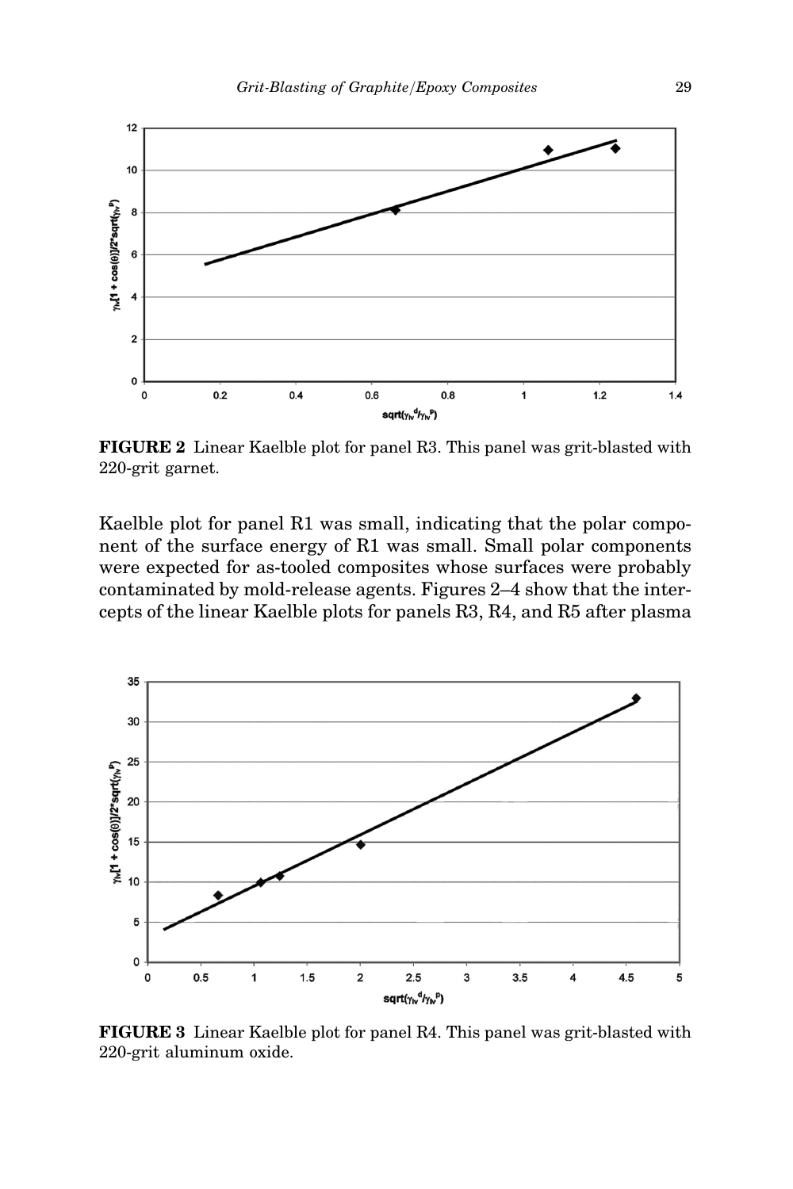**FIGURE 2** Linear Kaelble plot for panel R3. This panel was grit-blasted with 220-grit garnet.

Kaelble plot for panel R1 was small, indicating that the polar component of the surface energy of R1 was small. Small polar components were expected for as-tooled composites whose surfaces were probably contaminated by mold-release agents. Figures 2–4 show that the intercepts of the linear Kaelble plots for panels R3, R4, and R5 after plasma

**FIGURE 3** Linear Kaelble plot for panel R4. This panel was grit-blasted with 220-grit aluminum oxide.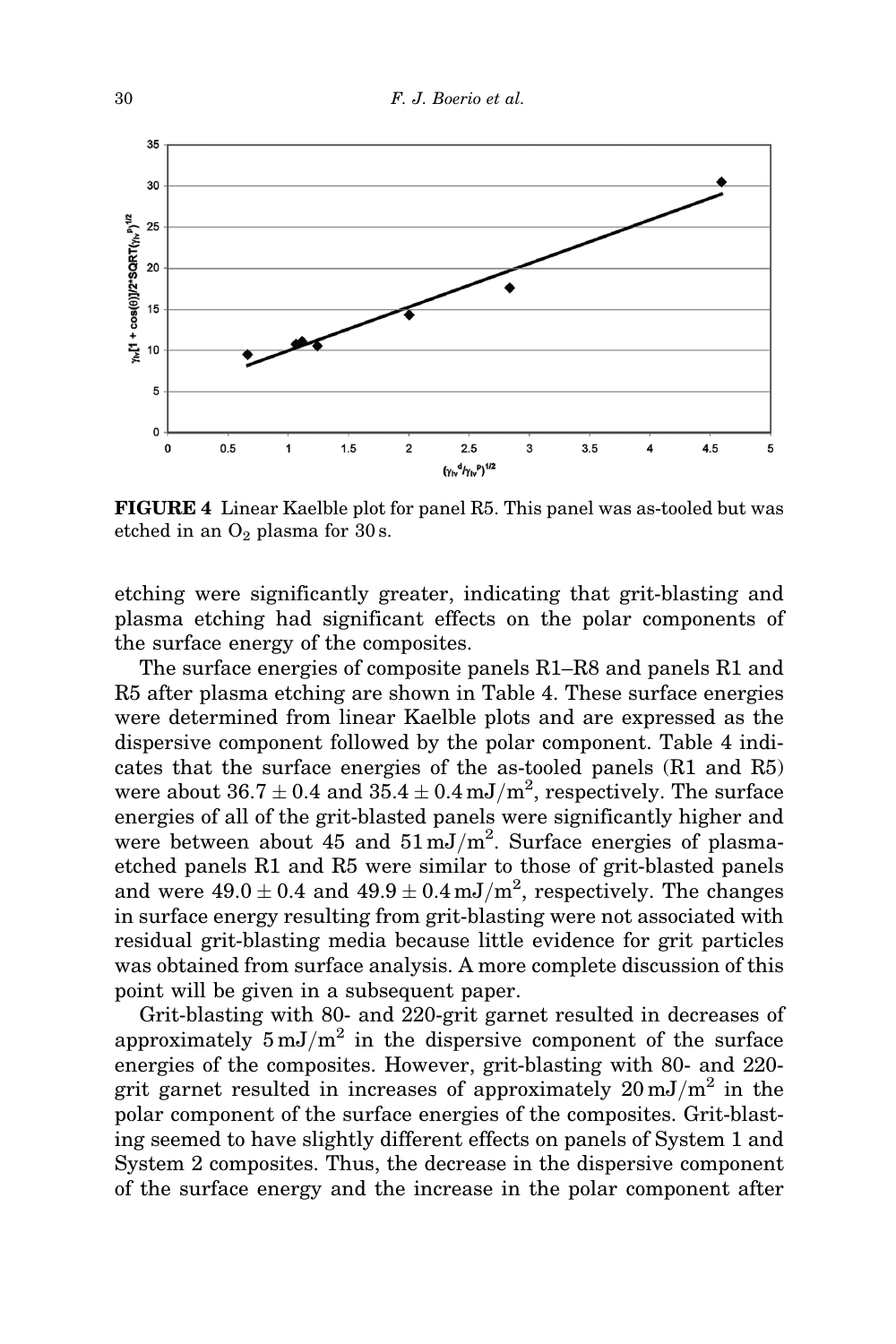**FIGURE 4** Linear Kaelble plot for panel R5. This panel was as-tooled but was etched in an $O_2$ plasma for 30 s.

etching were significantly greater, indicating that grit-blasting and plasma etching had significant effects on the polar components of the surface energy of the composites.

The surface energies of composite panels R1–R8 and panels R1 and R5 after plasma etching are shown in Table 4. These surface energies were determined from linear Kaelble plots and are expressed as the dispersive component followed by the polar component. Table 4 indicates that the surface energies of the as-tooled panels (R1 and R5) were about $36.7 \pm 0.4$ and $35.4 \pm 0.4\,\mathrm{mJ/m^2}$, respectively. The surface energies of all of the grit-blasted panels were significantly higher and were between about 45 and $51\,\mathrm{mJ/m^2}$. Surface energies of plasma-etched panels R1 and R5 were similar to those of grit-blasted panels and were $49.0 \pm 0.4$ and $49.9 \pm 0.4\,\mathrm{mJ/m^2}$, respectively. The changes in surface energy resulting from grit-blasting were not associated with residual grit-blasting media because little evidence for grit particles was obtained from surface analysis. A more complete discussion of this point will be given in a subsequent paper.

Grit-blasting with 80- and 220-grit garnet resulted in decreases of approximately $5\,\mathrm{mJ/m^2}$ in the dispersive component of the surface energies of the composites. However, grit-blasting with 80- and 220-grit garnet resulted in increases of approximately $20\,\mathrm{mJ/m^2}$ in the polar component of the surface energies of the composites. Grit-blasting seemed to have slightly different effects on panels of System 1 and System 2 composites. Thus, the decrease in the dispersive component of the surface energy and the increase in the polar component after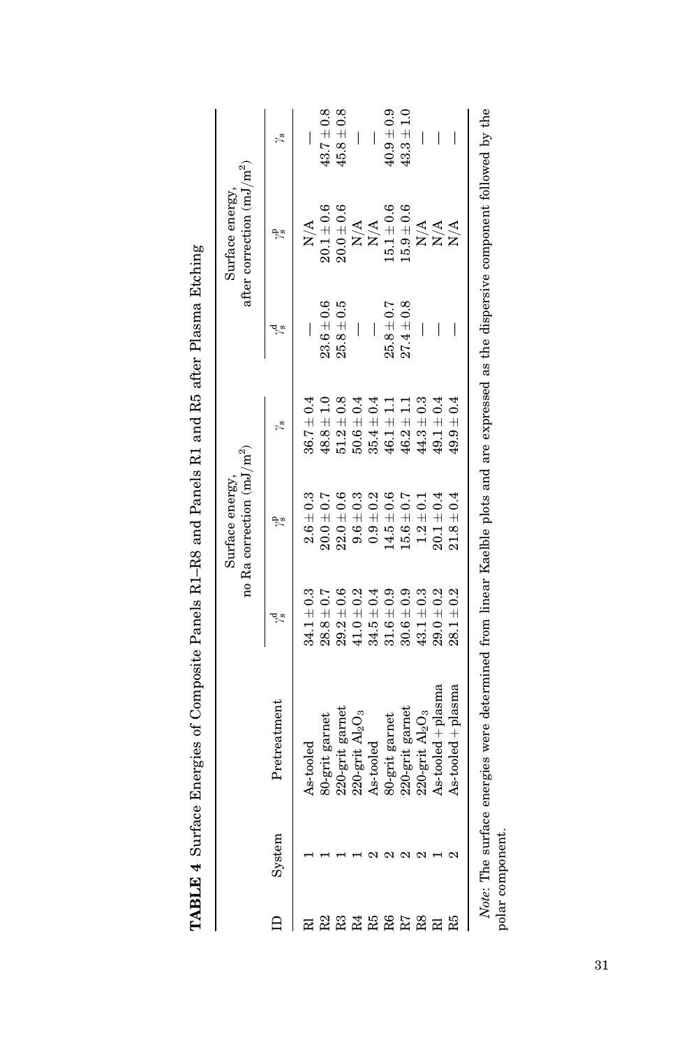**TABLE 4** Surface Energies of Composite Panels R1–R8 and Panels R1 and R5 after Plasma Etching

| ID | System | Pretreatment | Surface energy, no Ra correction (mJ/m$^2$) | | | Surface energy, after correction (mJ/m$^2$) | | |
|---|---|---|---|---|---|---|---|---|
| | | | $\gamma_s^d$ | $\gamma_s^p$ | $\gamma_s$ | $\gamma_s^d$ | $\gamma_s^p$ | $\gamma_s$ |
| Rl | 1 | As-tooled | $34.1 \pm 0.3$ | $2.6 \pm 0.3$ | $36.7 \pm 0.4$ | — | N/A | — |
| R2 | 1 | 80-grit garnet | $28.8 \pm 0.7$ | $20.0 \pm 0.7$ | $48.8 \pm 1.0$ | $23.6 \pm 0.6$ | $20.1 \pm 0.6$ | $43.7 \pm 0.8$ |
| R3 | 1 | 220-grit garnet | $29.2 \pm 0.6$ | $22.0 \pm 0.6$ | $51.2 \pm 0.8$ | $25.8 \pm 0.5$ | $20.0 \pm 0.6$ | $45.8 \pm 0.8$ |
| R4 | 1 | 220-grit $Al_2O_3$ | $41.0 \pm 0.2$ | $9.6 \pm 0.3$ | $50.6 \pm 0.4$ | — | N/A | — |
| R5 | 2 | As-tooled | $34.5 \pm 0.4$ | $0.9 \pm 0.2$ | $35.4 \pm 0.4$ | — | N/A | — |
| R6 | 2 | 80-grit garnet | $31.6 \pm 0.9$ | $14.5 \pm 0.6$ | $46.1 \pm 1.1$ | $25.8 \pm 0.7$ | $15.1 \pm 0.6$ | $40.9 \pm 0.9$ |
| R7 | 2 | 220-grit garnet | $30.6 \pm 0.9$ | $15.6 \pm 0.7$ | $46.2 \pm 1.1$ | $27.4 \pm 0.8$ | $15.9 \pm 0.6$ | $43.3 \pm 1.0$ |
| R8 | 2 | 220-grit $Al_2O_3$ | $43.1 \pm 0.3$ | $1.2 \pm 0.1$ | $44.3 \pm 0.3$ | — | N/A | — |
| Rl | 1 | As-tooled + plasma | $29.0 \pm 0.2$ | $20.1 \pm 0.4$ | $49.1 \pm 0.4$ | — | N/A | — |
| R5 | 2 | As-tooled + plasma | $28.1 \pm 0.2$ | $21.8 \pm 0.4$ | $49.9 \pm 0.4$ | — | N/A | — |

*Note*: The surface energies were determined from linear Kaelble plots and are expressed as the dispersive component followed by the polar component.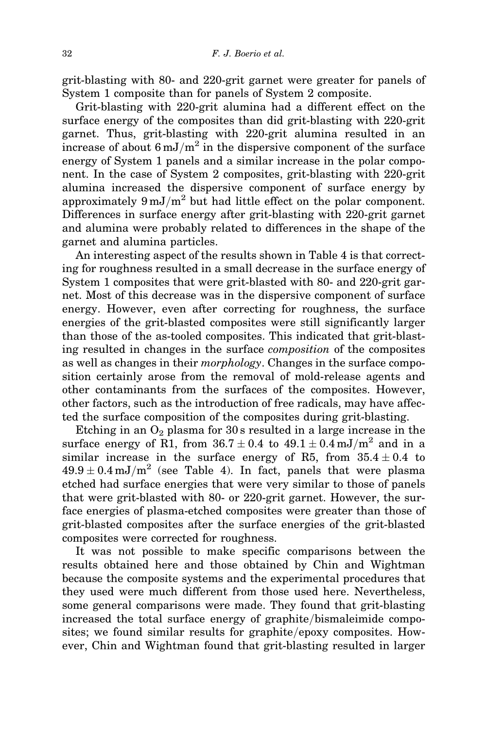grit-blasting with 80- and 220-grit garnet were greater for panels of System 1 composite than for panels of System 2 composite.

Grit-blasting with 220-grit alumina had a different effect on the surface energy of the composites than did grit-blasting with 220-grit garnet. Thus, grit-blasting with 220-grit alumina resulted in an increase of about $6\,\mathrm{mJ/m^2}$ in the dispersive component of the surface energy of System 1 panels and a similar increase in the polar component. In the case of System 2 composites, grit-blasting with 220-grit alumina increased the dispersive component of surface energy by approximately $9\,\mathrm{mJ/m^2}$ but had little effect on the polar component. Differences in surface energy after grit-blasting with 220-grit garnet and alumina were probably related to differences in the shape of the garnet and alumina particles.

An interesting aspect of the results shown in Table 4 is that correcting for roughness resulted in a small decrease in the surface energy of System 1 composites that were grit-blasted with 80- and 220-grit garnet. Most of this decrease was in the dispersive component of surface energy. However, even after correcting for roughness, the surface energies of the grit-blasted composites were still significantly larger than those of the as-tooled composites. This indicated that grit-blasting resulted in changes in the surface *composition* of the composites as well as changes in their *morphology*. Changes in the surface composition certainly arose from the removal of mold-release agents and other contaminants from the surfaces of the composites. However, other factors, such as the introduction of free radicals, may have affected the surface composition of the composites during grit-blasting.

Etching in an $O_2$ plasma for 30 s resulted in a large increase in the surface energy of R1, from $36.7 \pm 0.4$ to $49.1 \pm 0.4\,\mathrm{mJ/m^2}$ and in a similar increase in the surface energy of R5, from $35.4 \pm 0.4$ to $49.9 \pm 0.4\,\mathrm{mJ/m^2}$ (see Table 4). In fact, panels that were plasma etched had surface energies that were very similar to those of panels that were grit-blasted with 80- or 220-grit garnet. However, the surface energies of plasma-etched composites were greater than those of grit-blasted composites after the surface energies of the grit-blasted composites were corrected for roughness.

It was not possible to make specific comparisons between the results obtained here and those obtained by Chin and Wightman because the composite systems and the experimental procedures that they used were much different from those used here. Nevertheless, some general comparisons were made. They found that grit-blasting increased the total surface energy of graphite/bismaleimide composites; we found similar results for graphite/epoxy composites. However, Chin and Wightman found that grit-blasting resulted in larger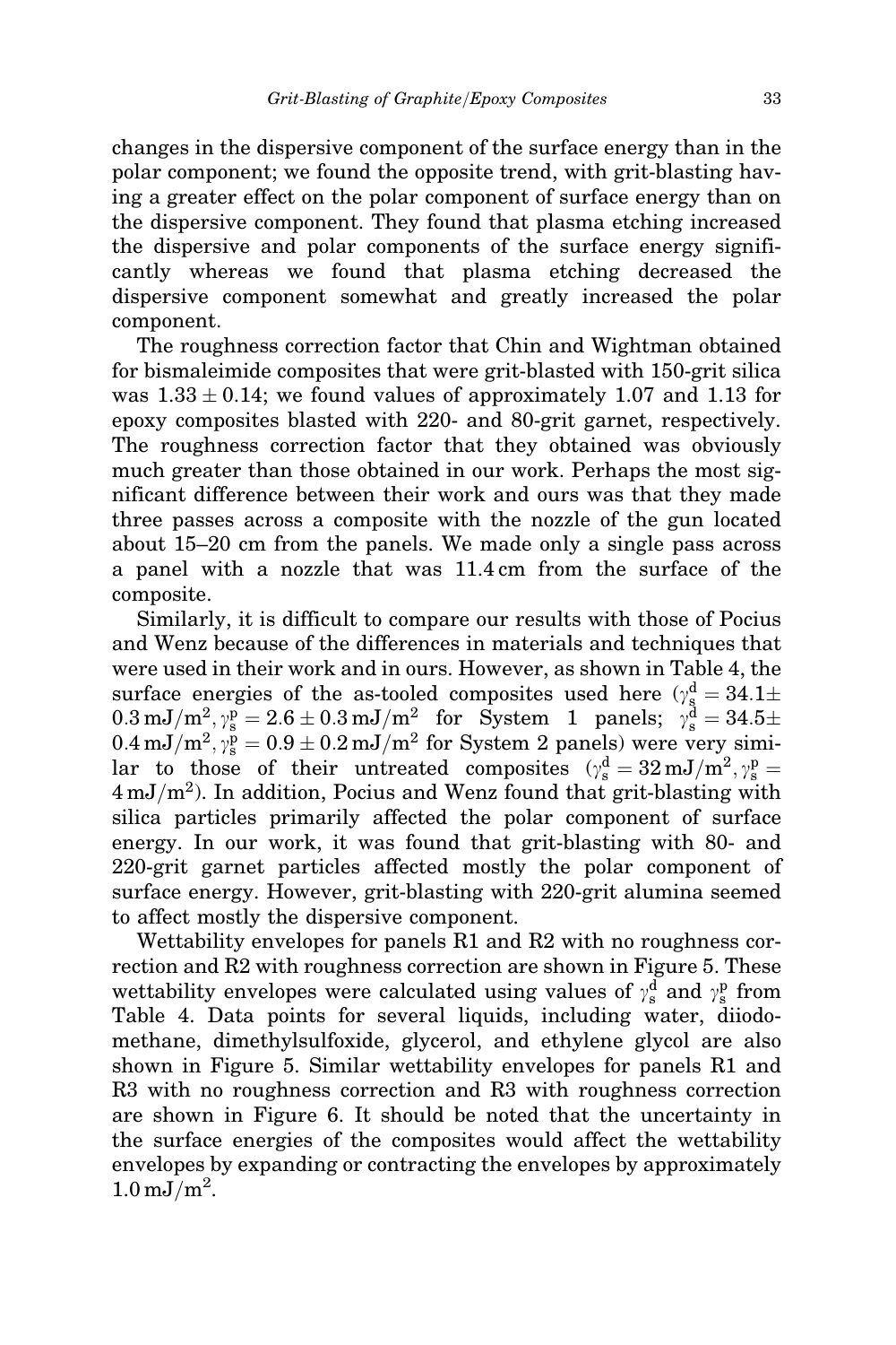changes in the dispersive component of the surface energy than in the polar component; we found the opposite trend, with grit-blasting having a greater effect on the polar component of surface energy than on the dispersive component. They found that plasma etching increased the dispersive and polar components of the surface energy significantly whereas we found that plasma etching decreased the dispersive component somewhat and greatly increased the polar component.

The roughness correction factor that Chin and Wightman obtained for bismaleimide composites that were grit-blasted with 150-grit silica was $1.33 \pm 0.14$; we found values of approximately 1.07 and 1.13 for epoxy composites blasted with 220- and 80-grit garnet, respectively. The roughness correction factor that they obtained was obviously much greater than those obtained in our work. Perhaps the most significant difference between their work and ours was that they made three passes across a composite with the nozzle of the gun located about 15–20 cm from the panels. We made only a single pass across a panel with a nozzle that was 11.4 cm from the surface of the composite.

Similarly, it is difficult to compare our results with those of Pocius and Wenz because of the differences in materials and techniques that were used in their work and in ours. However, as shown in Table 4, the surface energies of the as-tooled composites used here ($\gamma_s^d = 34.1 \pm 0.3\,\mathrm{mJ/m^2}, \gamma_s^p = 2.6 \pm 0.3\,\mathrm{mJ/m^2}$ for System 1 panels; $\gamma_s^d = 34.5 \pm 0.4\,\mathrm{mJ/m^2}, \gamma_s^p = 0.9 \pm 0.2\,\mathrm{mJ/m^2}$ for System 2 panels) were very similar to those of their untreated composites ($\gamma_s^d = 32\,\mathrm{mJ/m^2}, \gamma_s^p = 4\,\mathrm{mJ/m^2}$). In addition, Pocius and Wenz found that grit-blasting with silica particles primarily affected the polar component of surface energy. In our work, it was found that grit-blasting with 80- and 220-grit garnet particles affected mostly the polar component of surface energy. However, grit-blasting with 220-grit alumina seemed to affect mostly the dispersive component.

Wettability envelopes for panels R1 and R2 with no roughness correction and R2 with roughness correction are shown in Figure 5. These wettability envelopes were calculated using values of $\gamma_s^d$ and $\gamma_s^p$ from Table 4. Data points for several liquids, including water, diiodomethane, dimethylsulfoxide, glycerol, and ethylene glycol are also shown in Figure 5. Similar wettability envelopes for panels R1 and R3 with no roughness correction and R3 with roughness correction are shown in Figure 6. It should be noted that the uncertainty in the surface energies of the composites would affect the wettability envelopes by expanding or contracting the envelopes by approximately $1.0\,\mathrm{mJ/m^2}$.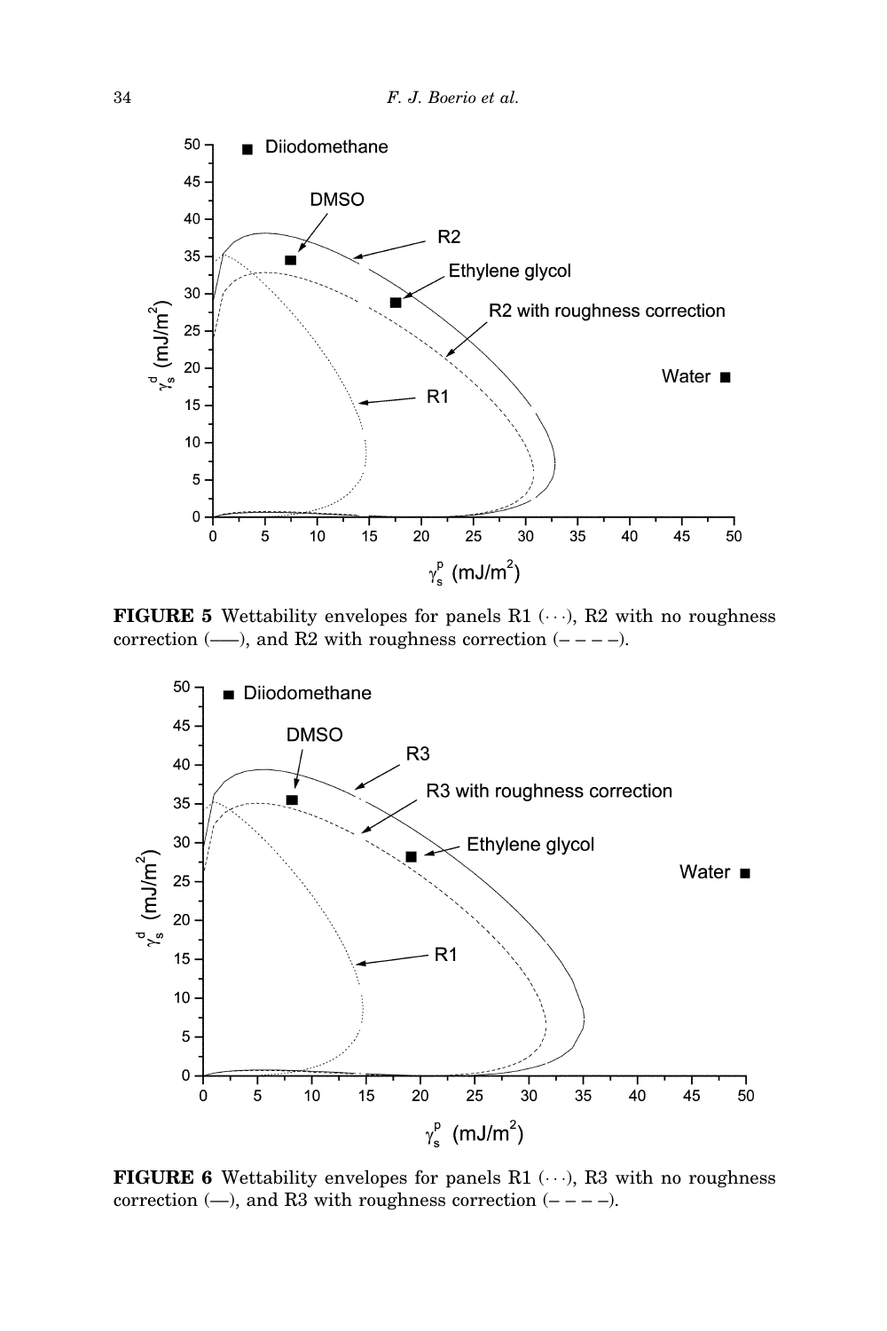**FIGURE 5** Wettability envelopes for panels R1 (···), R2 with no roughness correction (——), and R2 with roughness correction (– – – –).

**FIGURE 6** Wettability envelopes for panels R1 (···), R3 with no roughness correction (—), and R3 with roughness correction (– – – –).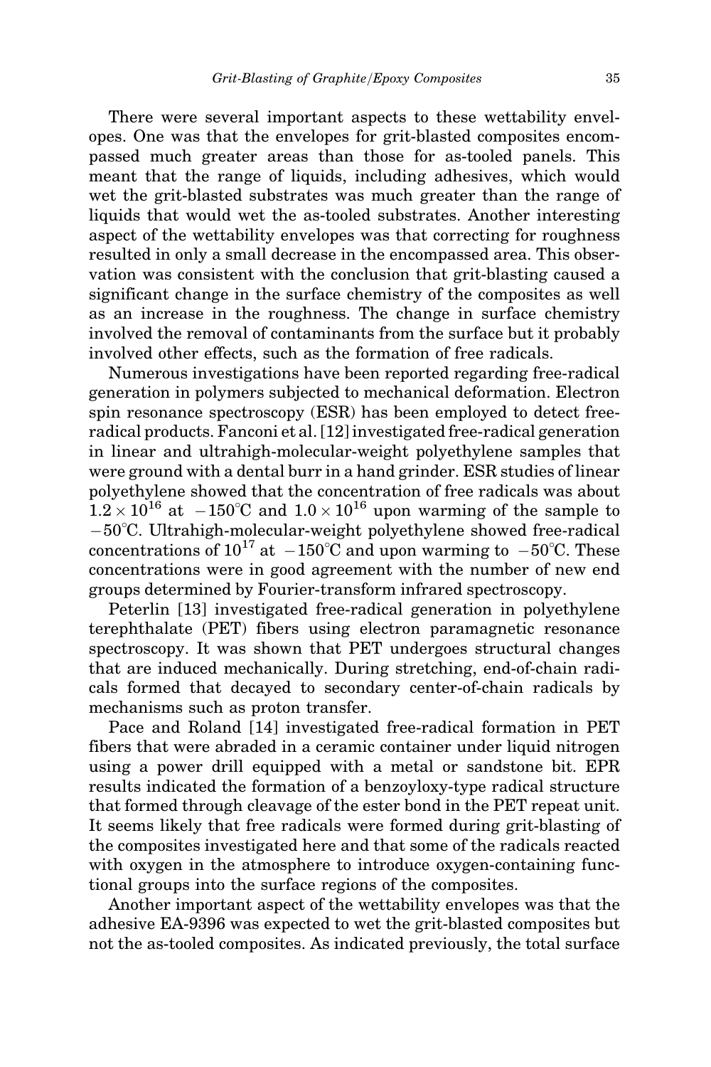There were several important aspects to these wettability envelopes. One was that the envelopes for grit-blasted composites encompassed much greater areas than those for as-tooled panels. This meant that the range of liquids, including adhesives, which would wet the grit-blasted substrates was much greater than the range of liquids that would wet the as-tooled substrates. Another interesting aspect of the wettability envelopes was that correcting for roughness resulted in only a small decrease in the encompassed area. This observation was consistent with the conclusion that grit-blasting caused a significant change in the surface chemistry of the composites as well as an increase in the roughness. The change in surface chemistry involved the removal of contaminants from the surface but it probably involved other effects, such as the formation of free radicals.

Numerous investigations have been reported regarding free-radical generation in polymers subjected to mechanical deformation. Electron spin resonance spectroscopy (ESR) has been employed to detect free-radical products. Fanconi et al. [12] investigated free-radical generation in linear and ultrahigh-molecular-weight polyethylene samples that were ground with a dental burr in a hand grinder. ESR studies of linear polyethylene showed that the concentration of free radicals was about $1.2 \times 10^{16}$ at $-150^{\circ}$C and $1.0 \times 10^{16}$ upon warming of the sample to $-50^{\circ}$C. Ultrahigh-molecular-weight polyethylene showed free-radical concentrations of $10^{17}$ at $-150^{\circ}$C and upon warming to $-50^{\circ}$C. These concentrations were in good agreement with the number of new end groups determined by Fourier-transform infrared spectroscopy.

Peterlin [13] investigated free-radical generation in polyethylene terephthalate (PET) fibers using electron paramagnetic resonance spectroscopy. It was shown that PET undergoes structural changes that are induced mechanically. During stretching, end-of-chain radicals formed that decayed to secondary center-of-chain radicals by mechanisms such as proton transfer.

Pace and Roland [14] investigated free-radical formation in PET fibers that were abraded in a ceramic container under liquid nitrogen using a power drill equipped with a metal or sandstone bit. EPR results indicated the formation of a benzoyloxy-type radical structure that formed through cleavage of the ester bond in the PET repeat unit. It seems likely that free radicals were formed during grit-blasting of the composites investigated here and that some of the radicals reacted with oxygen in the atmosphere to introduce oxygen-containing functional groups into the surface regions of the composites.

Another important aspect of the wettability envelopes was that the adhesive EA-9396 was expected to wet the grit-blasted composites but not the as-tooled composites. As indicated previously, the total surface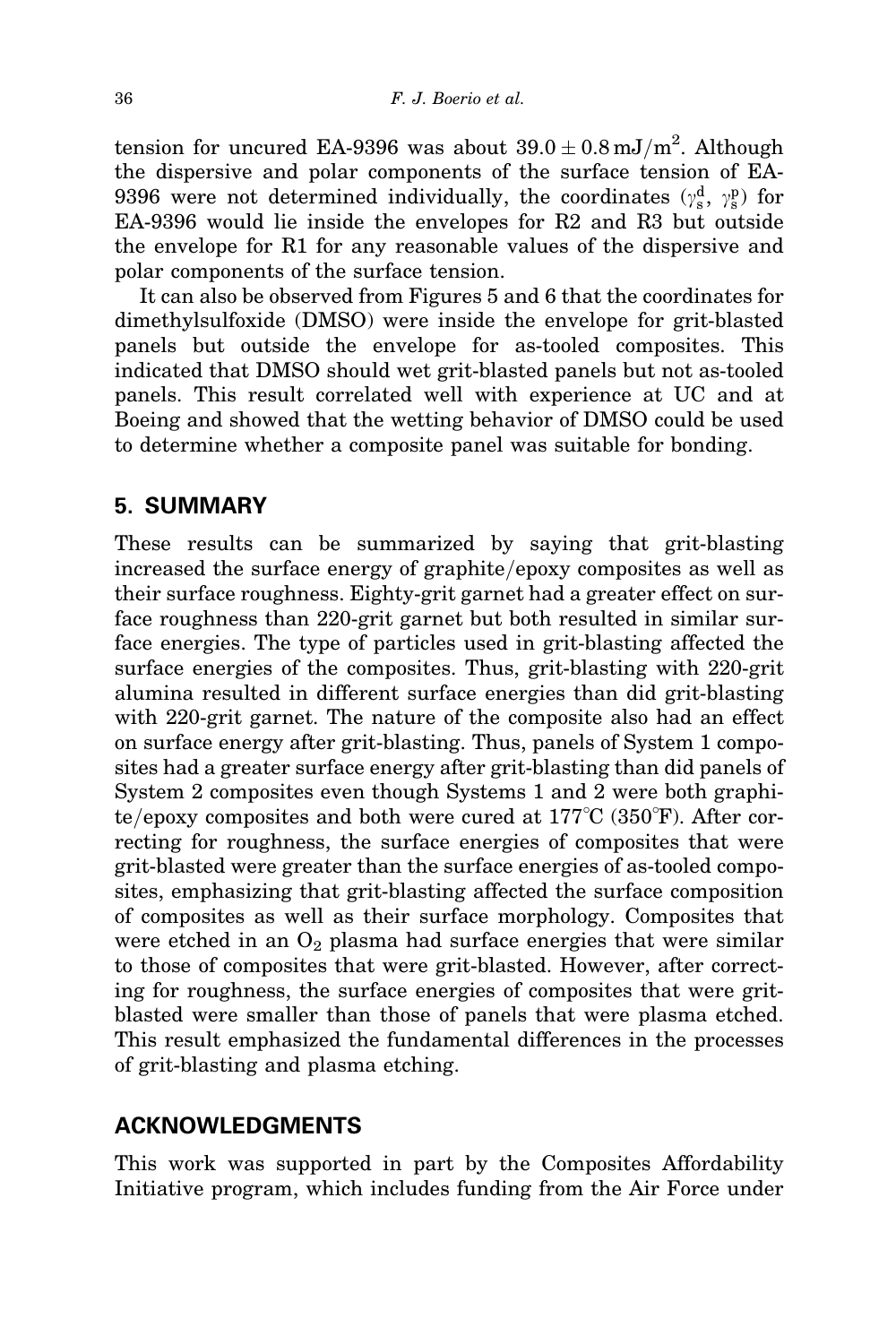tension for uncured EA-9396 was about $39.0 \pm 0.8\,\text{mJ/m}^2$. Although the dispersive and polar components of the surface tension of EA-9396 were not determined individually, the coordinates ($\gamma_s^d$, $\gamma_s^p$) for EA-9396 would lie inside the envelopes for R2 and R3 but outside the envelope for R1 for any reasonable values of the dispersive and polar components of the surface tension.

It can also be observed from Figures 5 and 6 that the coordinates for dimethylsulfoxide (DMSO) were inside the envelope for grit-blasted panels but outside the envelope for as-tooled composites. This indicated that DMSO should wet grit-blasted panels but not as-tooled panels. This result correlated well with experience at UC and at Boeing and showed that the wetting behavior of DMSO could be used to determine whether a composite panel was suitable for bonding.

## 5. SUMMARY

These results can be summarized by saying that grit-blasting increased the surface energy of graphite/epoxy composites as well as their surface roughness. Eighty-grit garnet had a greater effect on surface roughness than 220-grit garnet but both resulted in similar surface energies. The type of particles used in grit-blasting affected the surface energies of the composites. Thus, grit-blasting with 220-grit alumina resulted in different surface energies than did grit-blasting with 220-grit garnet. The nature of the composite also had an effect on surface energy after grit-blasting. Thus, panels of System 1 composites had a greater surface energy after grit-blasting than did panels of System 2 composites even though Systems 1 and 2 were both graphite/epoxy composites and both were cured at 177°C (350°F). After correcting for roughness, the surface energies of composites that were grit-blasted were greater than the surface energies of as-tooled composites, emphasizing that grit-blasting affected the surface composition of composites as well as their surface morphology. Composites that were etched in an $O_2$ plasma had surface energies that were similar to those of composites that were grit-blasted. However, after correcting for roughness, the surface energies of composites that were grit-blasted were smaller than those of panels that were plasma etched. This result emphasized the fundamental differences in the processes of grit-blasting and plasma etching.

## ACKNOWLEDGMENTS

This work was supported in part by the Composites Affordability Initiative program, which includes funding from the Air Force under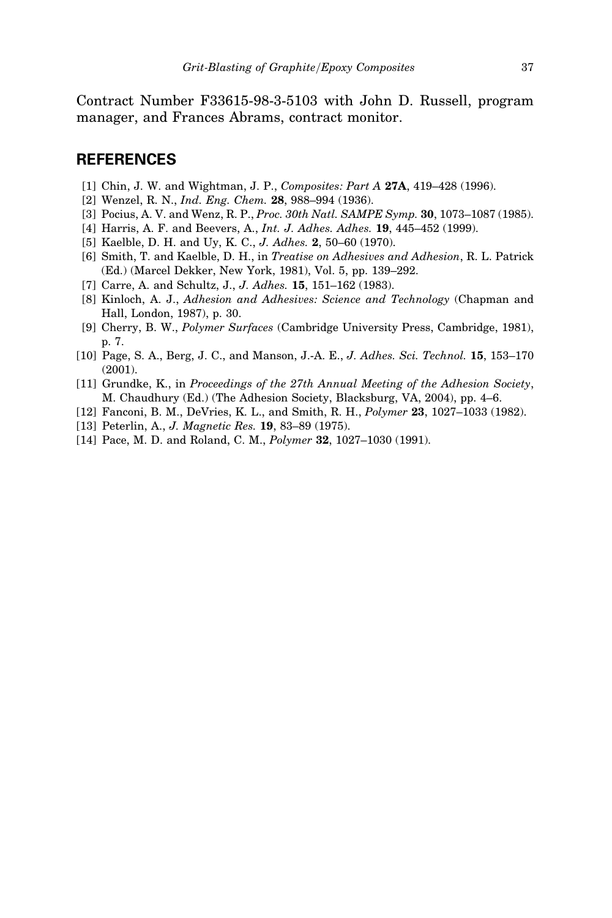Contract Number F33615-98-3-5103 with John D. Russell, program manager, and Frances Abrams, contract monitor.

## REFERENCES

[1] Chin, J. W. and Wightman, J. P., *Composites: Part A* **27A**, 419–428 (1996).

[2] Wenzel, R. N., *Ind. Eng. Chem.* **28**, 988–994 (1936).

[3] Pocius, A. V. and Wenz, R. P., *Proc. 30th Natl. SAMPE Symp.* **30**, 1073–1087 (1985).

[4] Harris, A. F. and Beevers, A., *Int. J. Adhes. Adhes.* **19**, 445–452 (1999).

[5] Kaelble, D. H. and Uy, K. C., *J. Adhes.* **2**, 50–60 (1970).

[6] Smith, T. and Kaelble, D. H., in *Treatise on Adhesives and Adhesion*, R. L. Patrick (Ed.) (Marcel Dekker, New York, 1981), Vol. 5, pp. 139–292.

[7] Carre, A. and Schultz, J., *J. Adhes.* **15**, 151–162 (1983).

[8] Kinloch, A. J., *Adhesion and Adhesives: Science and Technology* (Chapman and Hall, London, 1987), p. 30.

[9] Cherry, B. W., *Polymer Surfaces* (Cambridge University Press, Cambridge, 1981), p. 7.

[10] Page, S. A., Berg, J. C., and Manson, J.-A. E., *J. Adhes. Sci. Technol.* **15**, 153–170 (2001).

[11] Grundke, K., in *Proceedings of the 27th Annual Meeting of the Adhesion Society*, M. Chaudhury (Ed.) (The Adhesion Society, Blacksburg, VA, 2004), pp. 4–6.

[12] Fanconi, B. M., DeVries, K. L., and Smith, R. H., *Polymer* **23**, 1027–1033 (1982).

[13] Peterlin, A., *J. Magnetic Res.* **19**, 83–89 (1975).

[14] Pace, M. D. and Roland, C. M., *Polymer* **32**, 1027–1030 (1991).